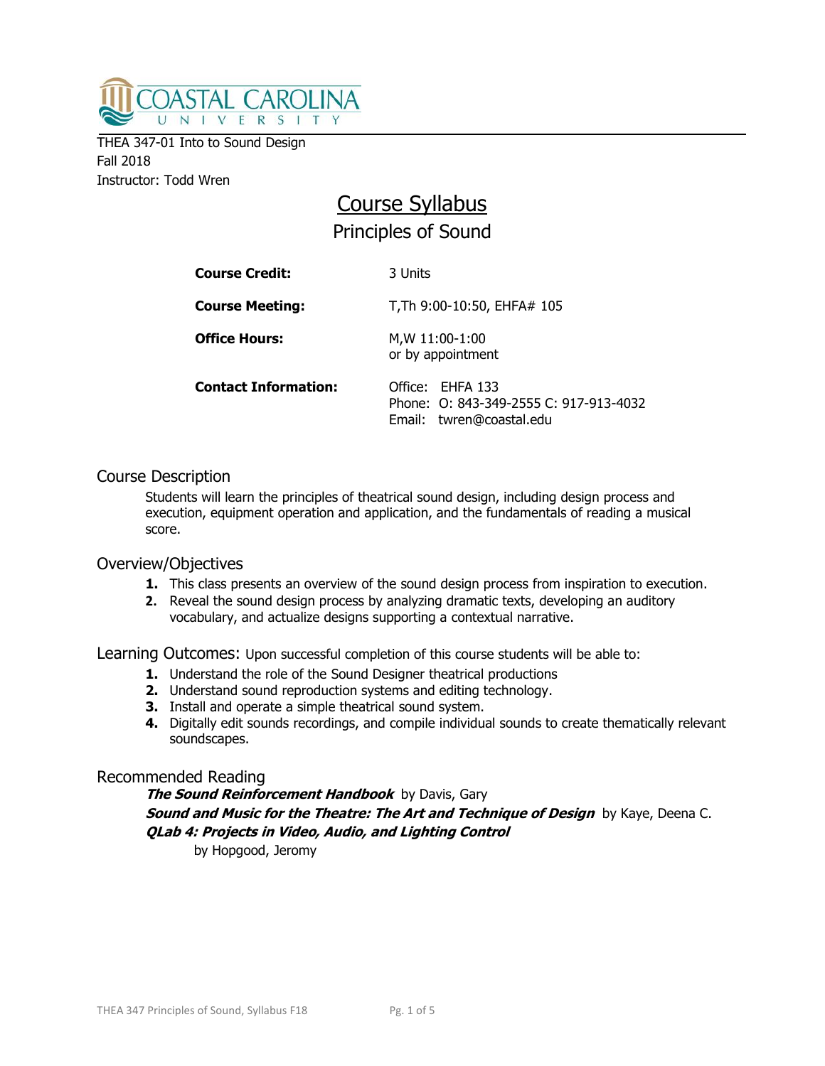THEA 347-01 Into to Sound Design
Fall 2018
Instructor: Todd Wren

# Course Syllabus

## Principles of Sound

| | |
|---|---|
| **Course Credit:** | 3 Units |
| **Course Meeting:** | T,Th 9:00-10:50, EHFA# 105 |
| **Office Hours:** | M,W 11:00-1:00<br>or by appointment |
| **Contact Information:** | Office: EHFA 133<br>Phone: O: 843-349-2555 C: 917-913-4032<br>Email: twren@coastal.edu |

## Course Description

Students will learn the principles of theatrical sound design, including design process and execution, equipment operation and application, and the fundamentals of reading a musical score.

## Overview/Objectives

1. This class presents an overview of the sound design process from inspiration to execution.
2. Reveal the sound design process by analyzing dramatic texts, developing an auditory vocabulary, and actualize designs supporting a contextual narrative.

## Learning Outcomes: Upon successful completion of this course students will be able to:

1. Understand the role of the Sound Designer theatrical productions
2. Understand sound reproduction systems and editing technology.
3. Install and operate a simple theatrical sound system.
4. Digitally edit sounds recordings, and compile individual sounds to create thematically relevant soundscapes.

## Recommended Reading

***The Sound Reinforcement Handbook*** by Davis, Gary
***Sound and Music for the Theatre: The Art and Technique of Design*** by Kaye, Deena C.
***QLab 4: Projects in Video, Audio, and Lighting Control*** by Hopgood, Jeromy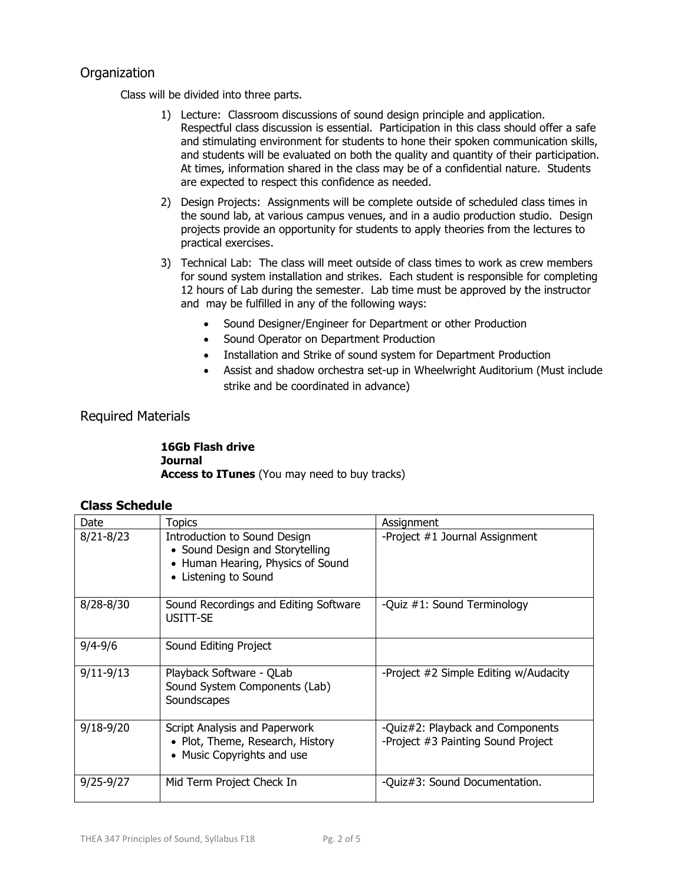## Organization

Class will be divided into three parts.

1) Lecture: Classroom discussions of sound design principle and application. Respectful class discussion is essential. Participation in this class should offer a safe and stimulating environment for students to hone their spoken communication skills, and students will be evaluated on both the quality and quantity of their participation. At times, information shared in the class may be of a confidential nature. Students are expected to respect this confidence as needed.
2) Design Projects: Assignments will be complete outside of scheduled class times in the sound lab, at various campus venues, and in a audio production studio. Design projects provide an opportunity for students to apply theories from the lectures to practical exercises.
3) Technical Lab: The class will meet outside of class times to work as crew members for sound system installation and strikes. Each student is responsible for completing 12 hours of Lab during the semester. Lab time must be approved by the instructor and may be fulfilled in any of the following ways:
    - Sound Designer/Engineer for Department or other Production
    - Sound Operator on Department Production
    - Installation and Strike of sound system for Department Production
    - Assist and shadow orchestra set-up in Wheelwright Auditorium (Must include strike and be coordinated in advance)

## Required Materials

**16Gb Flash drive**
**Journal**
**Access to ITunes** (You may need to buy tracks)

### Class Schedule

| Date | Topics | Assignment |
|---|---|---|
| 8/21-8/23 | Introduction to Sound Design<br>• Sound Design and Storytelling<br>• Human Hearing, Physics of Sound<br>• Listening to Sound | -Project #1 Journal Assignment |
| 8/28-8/30 | Sound Recordings and Editing Software<br>USITT-SE | -Quiz #1: Sound Terminology |
| 9/4-9/6 | Sound Editing Project | |
| 9/11-9/13 | Playback Software - QLab<br>Sound System Components (Lab)<br>Soundscapes | -Project #2 Simple Editing w/Audacity |
| 9/18-9/20 | Script Analysis and Paperwork<br>• Plot, Theme, Research, History<br>• Music Copyrights and use | -Quiz#2: Playback and Components<br>-Project #3 Painting Sound Project |
| 9/25-9/27 | Mid Term Project Check In | -Quiz#3: Sound Documentation. |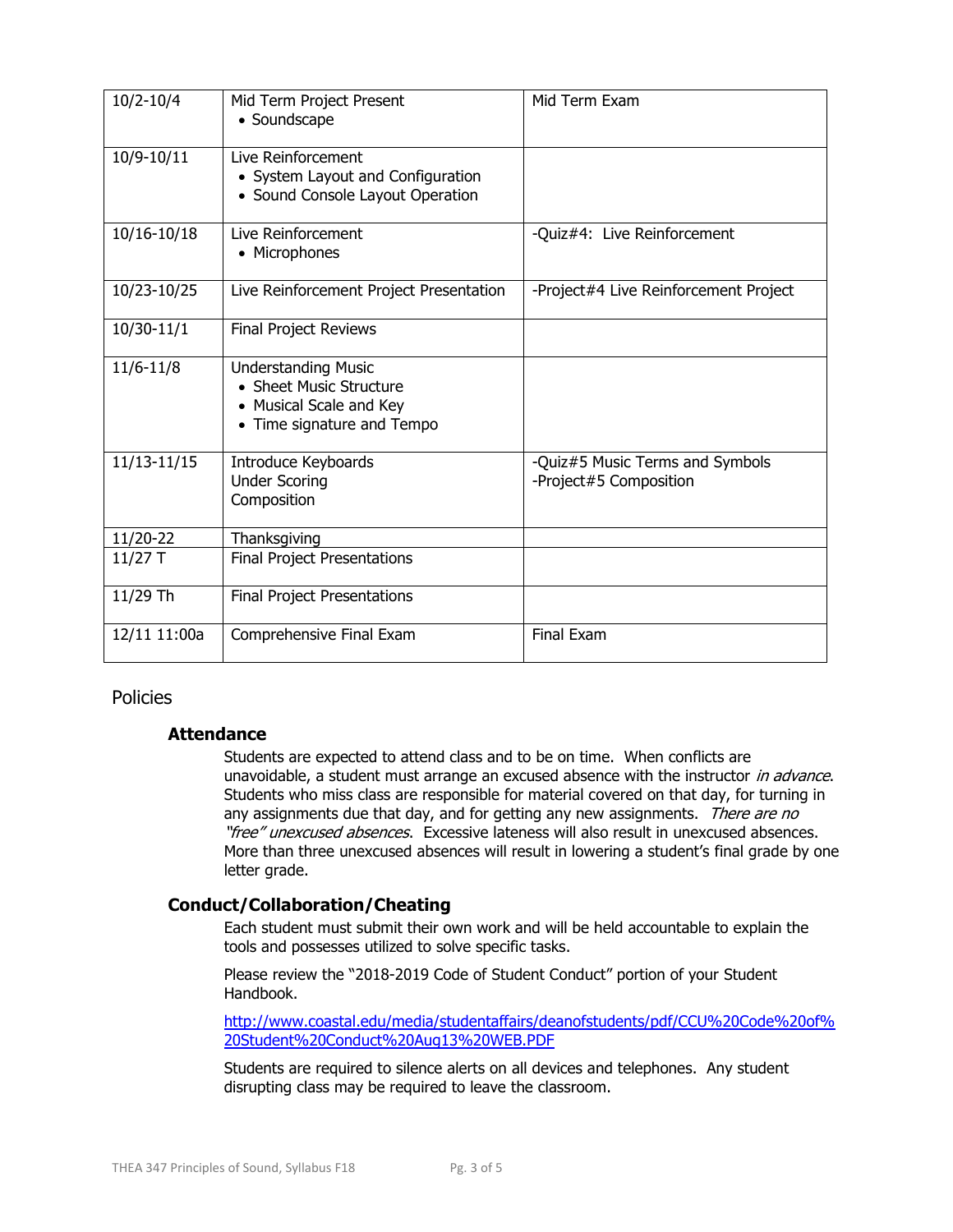| | | |
|---|---|---|
| 10/2-10/4 | Mid Term Project Present<br>• Soundscape | Mid Term Exam |
| 10/9-10/11 | Live Reinforcement<br>• System Layout and Configuration<br>• Sound Console Layout Operation | |
| 10/16-10/18 | Live Reinforcement<br>• Microphones | -Quiz#4: Live Reinforcement |
| 10/23-10/25 | Live Reinforcement Project Presentation | -Project#4 Live Reinforcement Project |
| 10/30-11/1 | Final Project Reviews | |
| 11/6-11/8 | Understanding Music<br>• Sheet Music Structure<br>• Musical Scale and Key<br>• Time signature and Tempo | |
| 11/13-11/15 | Introduce Keyboards<br>Under Scoring<br>Composition | -Quiz#5 Music Terms and Symbols<br>-Project#5 Composition |
| 11/20-22 | Thanksgiving | |
| 11/27 T | Final Project Presentations | |
| 11/29 Th | Final Project Presentations | |
| 12/11 11:00a | Comprehensive Final Exam | Final Exam |

## Policies

### Attendance

Students are expected to attend class and to be on time. When conflicts are unavoidable, a student must arrange an excused absence with the instructor *in advance*. Students who miss class are responsible for material covered on that day, for turning in any assignments due that day, and for getting any new assignments. *There are no "free" unexcused absences*. Excessive lateness will also result in unexcused absences. More than three unexcused absences will result in lowering a student's final grade by one letter grade.

### Conduct/Collaboration/Cheating

Each student must submit their own work and will be held accountable to explain the tools and possesses utilized to solve specific tasks.

Please review the "2018-2019 Code of Student Conduct" portion of your Student Handbook.

http://www.coastal.edu/media/studentaffairs/deanofstudents/pdf/CCU%20Code%20of%20Student%20Conduct%20Aug13%20WEB.PDF

Students are required to silence alerts on all devices and telephones. Any student disrupting class may be required to leave the classroom.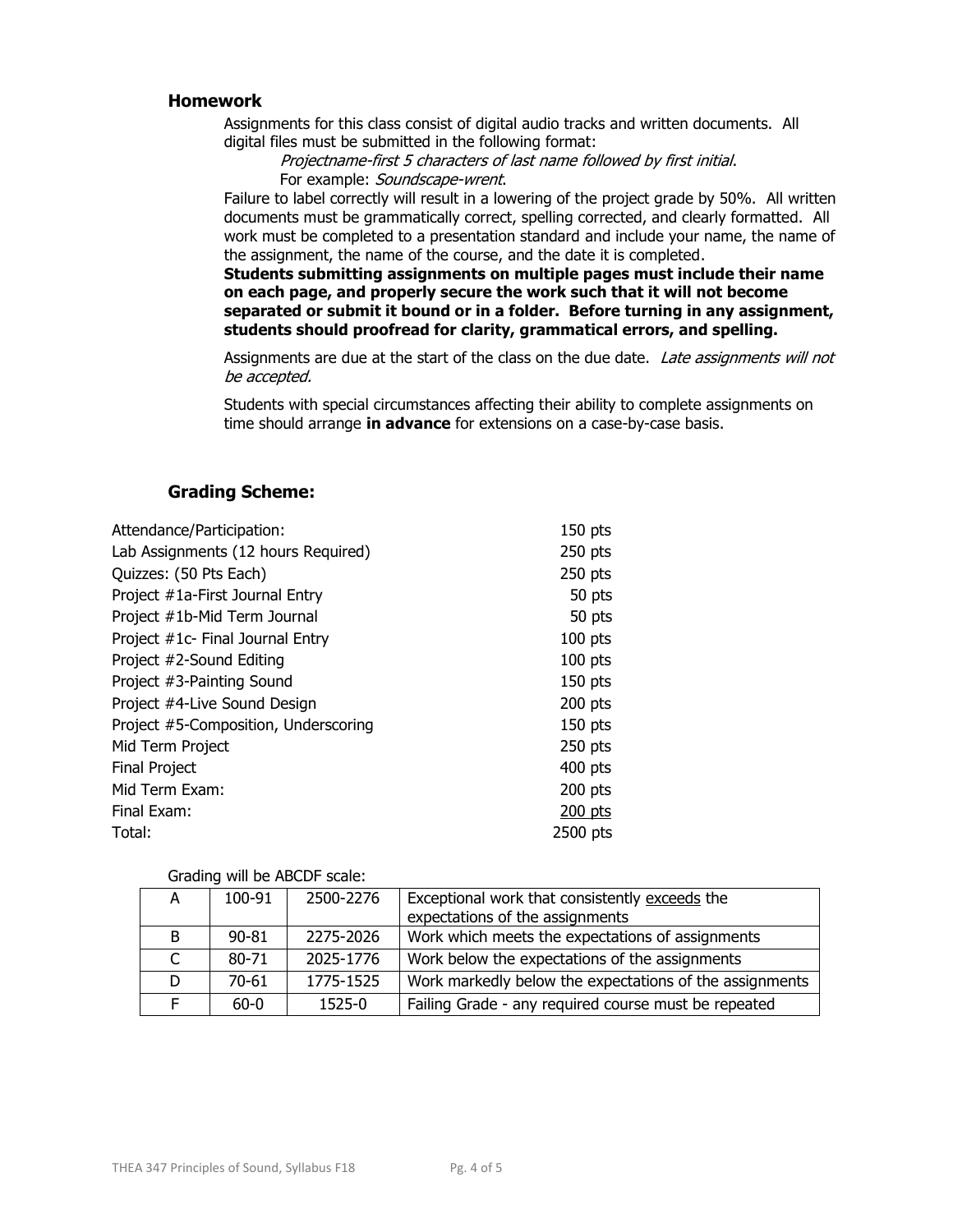### Homework

Assignments for this class consist of digital audio tracks and written documents. All digital files must be submitted in the following format:

*Projectname-first 5 characters of last name followed by first initial.*
For example: *Soundscape-wrent.*

Failure to label correctly will result in a lowering of the project grade by 50%. All written documents must be grammatically correct, spelling corrected, and clearly formatted. All work must be completed to a presentation standard and include your name, the name of the assignment, the name of the course, and the date it is completed.
**Students submitting assignments on multiple pages must include their name on each page, and properly secure the work such that it will not become separated or submit it bound or in a folder. Before turning in any assignment, students should proofread for clarity, grammatical errors, and spelling.**

Assignments are due at the start of the class on the due date. *Late assignments will not be accepted.*

Students with special circumstances affecting their ability to complete assignments on time should arrange **in advance** for extensions on a case-by-case basis.

### Grading Scheme:

| | |
|---|---|
| Attendance/Participation: | 150 pts |
| Lab Assignments (12 hours Required) | 250 pts |
| Quizzes: (50 Pts Each) | 250 pts |
| Project #1a-First Journal Entry | 50 pts |
| Project #1b-Mid Term Journal | 50 pts |
| Project #1c- Final Journal Entry | 100 pts |
| Project #2-Sound Editing | 100 pts |
| Project #3-Painting Sound | 150 pts |
| Project #4-Live Sound Design | 200 pts |
| Project #5-Composition, Underscoring | 150 pts |
| Mid Term Project | 250 pts |
| Final Project | 400 pts |
| Mid Term Exam: | 200 pts |
| Final Exam: | 200 pts |
| Total: | 2500 pts |

Grading will be ABCDF scale:

| | | | |
|---|---|---|---|
| A | 100-91 | 2500-2276 | Exceptional work that consistently exceeds the expectations of the assignments |
| B | 90-81 | 2275-2026 | Work which meets the expectations of assignments |
| C | 80-71 | 2025-1776 | Work below the expectations of the assignments |
| D | 70-61 | 1775-1525 | Work markedly below the expectations of the assignments |
| F | 60-0 | 1525-0 | Failing Grade - any required course must be repeated |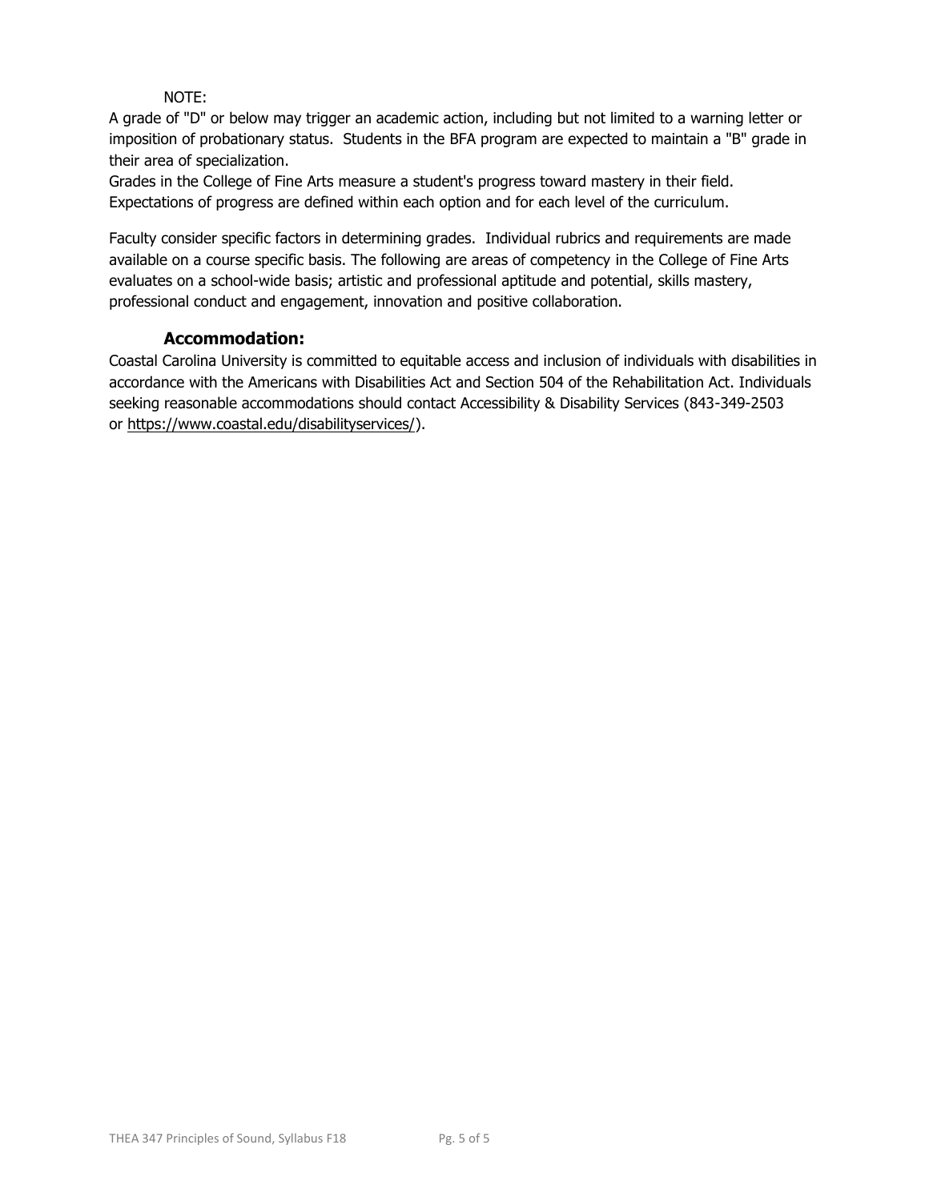NOTE:

A grade of "D" or below may trigger an academic action, including but not limited to a warning letter or imposition of probationary status. Students in the BFA program are expected to maintain a "B" grade in their area of specialization.

Grades in the College of Fine Arts measure a student's progress toward mastery in their field. Expectations of progress are defined within each option and for each level of the curriculum.

Faculty consider specific factors in determining grades. Individual rubrics and requirements are made available on a course specific basis. The following are areas of competency in the College of Fine Arts evaluates on a school-wide basis; artistic and professional aptitude and potential, skills mastery, professional conduct and engagement, innovation and positive collaboration.

## Accommodation:

Coastal Carolina University is committed to equitable access and inclusion of individuals with disabilities in accordance with the Americans with Disabilities Act and Section 504 of the Rehabilitation Act. Individuals seeking reasonable accommodations should contact Accessibility & Disability Services (843-349-2503 or https://www.coastal.edu/disabilityservices/).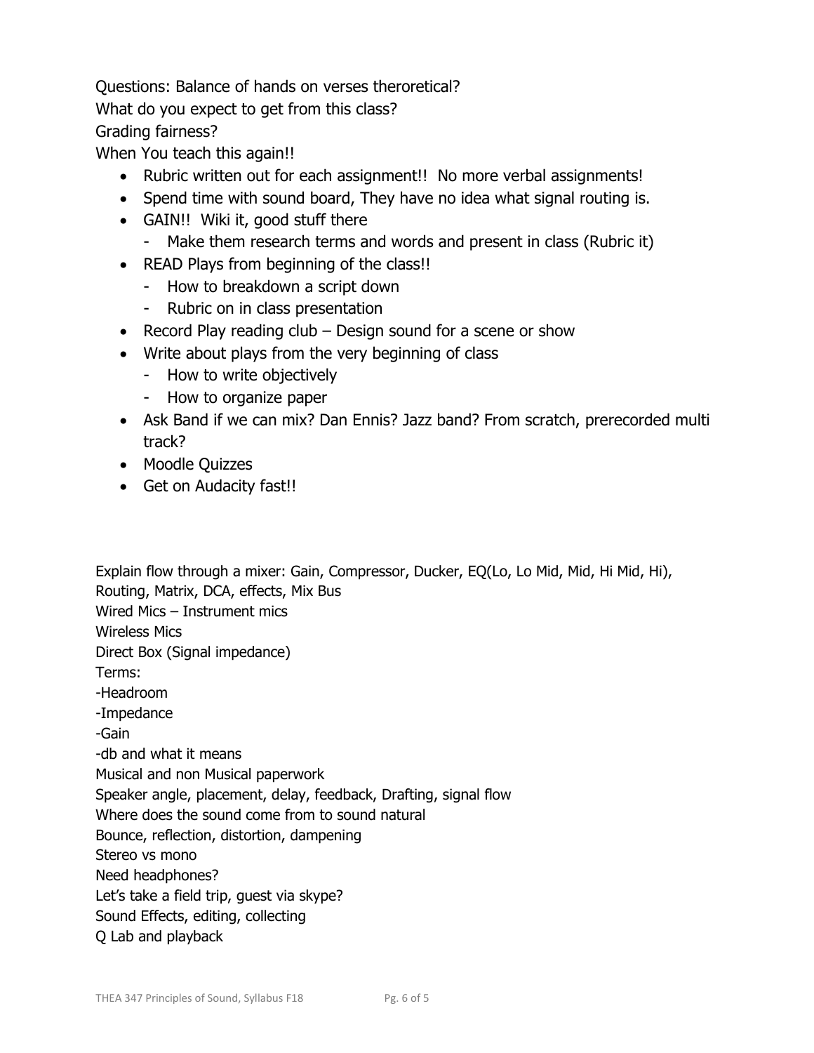Questions: Balance of hands on verses theroretical?

What do you expect to get from this class?

Grading fairness?

When You teach this again!!

- Rubric written out for each assignment!! No more verbal assignments!
- Spend time with sound board, They have no idea what signal routing is.
- GAIN!! Wiki it, good stuff there
  - Make them research terms and words and present in class (Rubric it)
- READ Plays from beginning of the class!!
  - How to breakdown a script down
  - Rubric on in class presentation
- Record Play reading club – Design sound for a scene or show
- Write about plays from the very beginning of class
  - How to write objectively
  - How to organize paper
- Ask Band if we can mix? Dan Ennis? Jazz band? From scratch, prerecorded multi track?
- Moodle Quizzes
- Get on Audacity fast!!

Explain flow through a mixer: Gain, Compressor, Ducker, EQ(Lo, Lo Mid, Mid, Hi Mid, Hi), Routing, Matrix, DCA, effects, Mix Bus

Wired Mics – Instrument mics

Wireless Mics

Direct Box (Signal impedance)

Terms:

-Headroom

-Impedance

-Gain

-db and what it means

Musical and non Musical paperwork

Speaker angle, placement, delay, feedback, Drafting, signal flow

Where does the sound come from to sound natural

Bounce, reflection, distortion, dampening

Stereo vs mono

Need headphones?

Let's take a field trip, guest via skype?

Sound Effects, editing, collecting

Q Lab and playback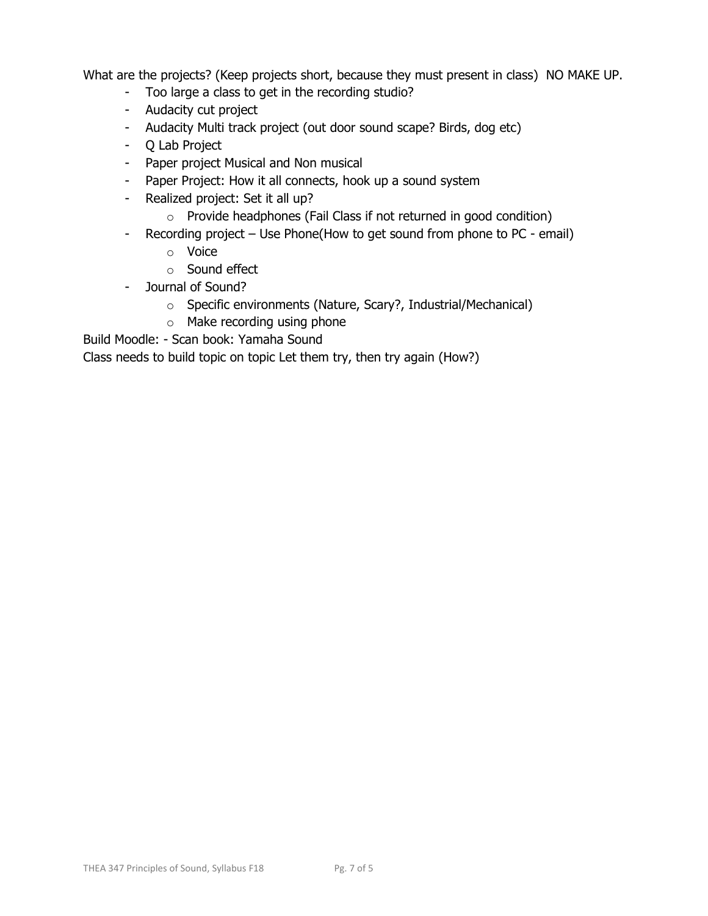What are the projects? (Keep projects short, because they must present in class) NO MAKE UP.

- Too large a class to get in the recording studio?
- Audacity cut project
- Audacity Multi track project (out door sound scape? Birds, dog etc)
- Q Lab Project
- Paper project Musical and Non musical
- Paper Project: How it all connects, hook up a sound system
- Realized project: Set it all up?
  - Provide headphones (Fail Class if not returned in good condition)
- Recording project – Use Phone(How to get sound from phone to PC - email)
  - Voice
  - Sound effect
- Journal of Sound?
  - Specific environments (Nature, Scary?, Industrial/Mechanical)
  - Make recording using phone

Build Moodle: - Scan book: Yamaha Sound

Class needs to build topic on topic Let them try, then try again (How?)